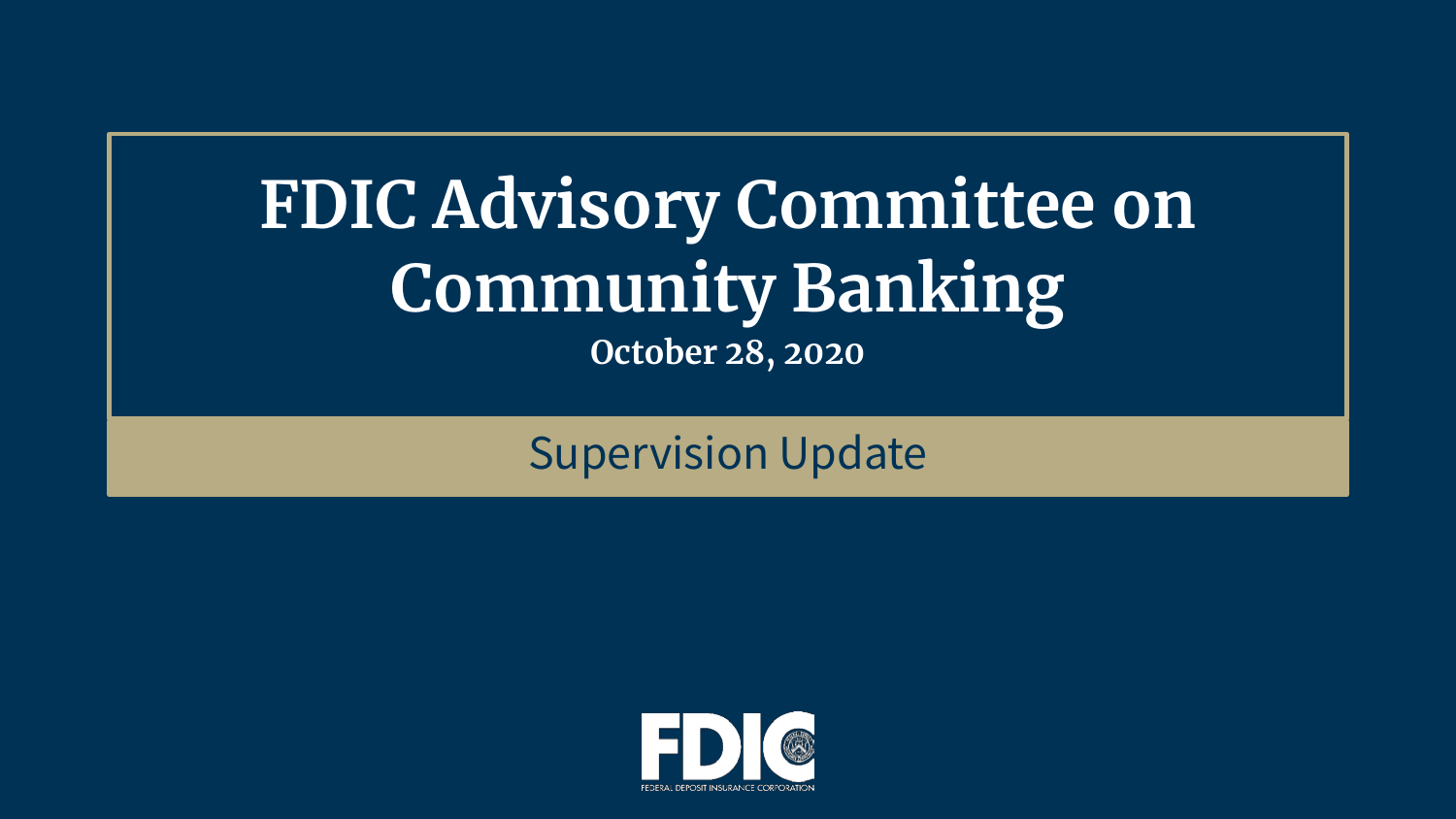# FDIC Advisory Committee on Community Banking

**October 28, 2020**

## Supervision Update

FDIC

FEDERAL DEPOSIT INSURANCE CORPORATION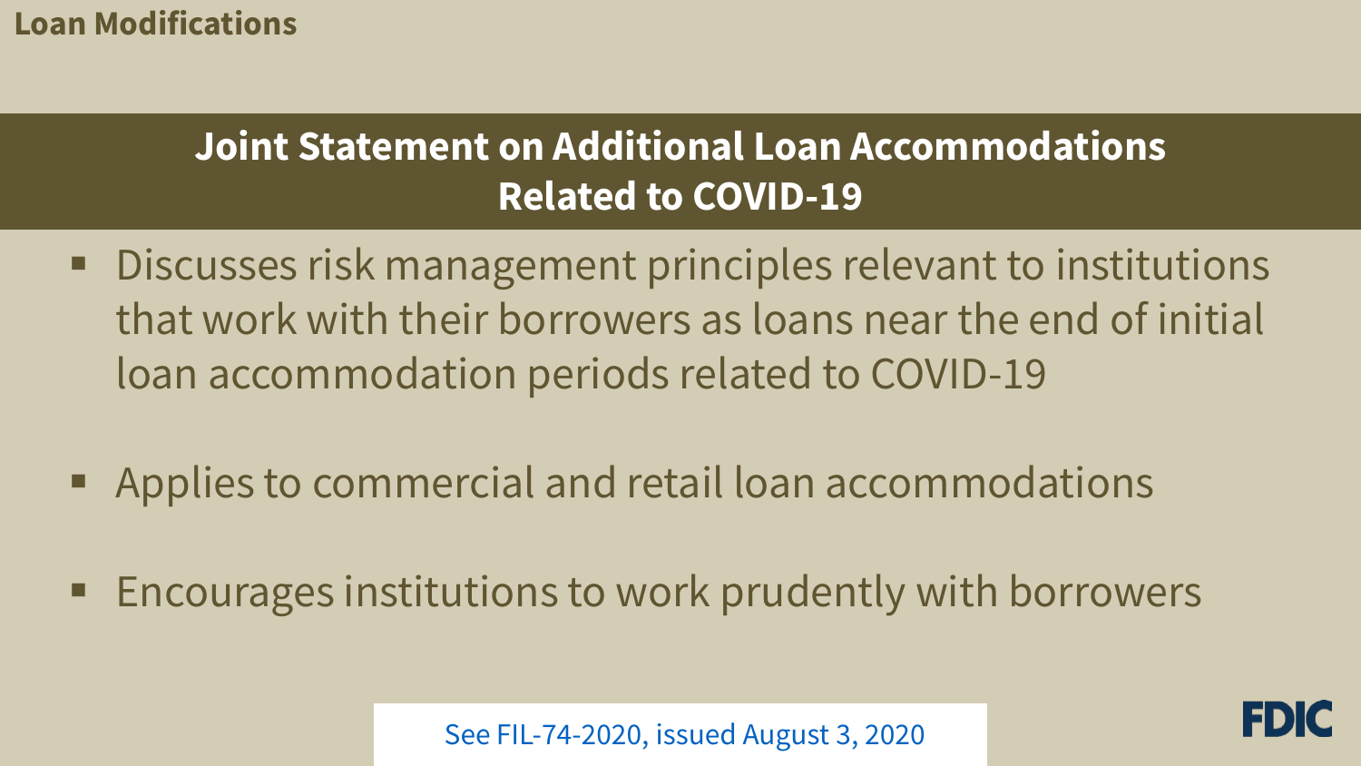**Loan Modifications**

## Joint Statement on Additional Loan Accommodations Related to COVID-19

- Discusses risk management principles relevant to institutions that work with their borrowers as loans near the end of initial loan accommodation periods related to COVID-19
- Applies to commercial and retail loan accommodations
- Encourages institutions to work prudently with borrowers

See FIL-74-2020, issued August 3, 2020

FDIC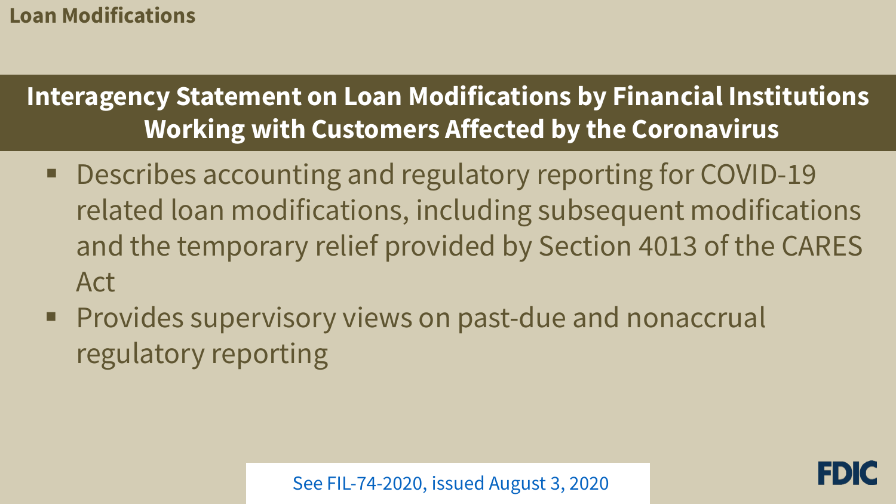Loan Modifications

## Interagency Statement on Loan Modifications by Financial Institutions Working with Customers Affected by the Coronavirus

- Describes accounting and regulatory reporting for COVID-19 related loan modifications, including subsequent modifications and the temporary relief provided by Section 4013 of the CARES Act
- Provides supervisory views on past-due and nonaccrual regulatory reporting

See FIL-74-2020, issued August 3, 2020

FDIC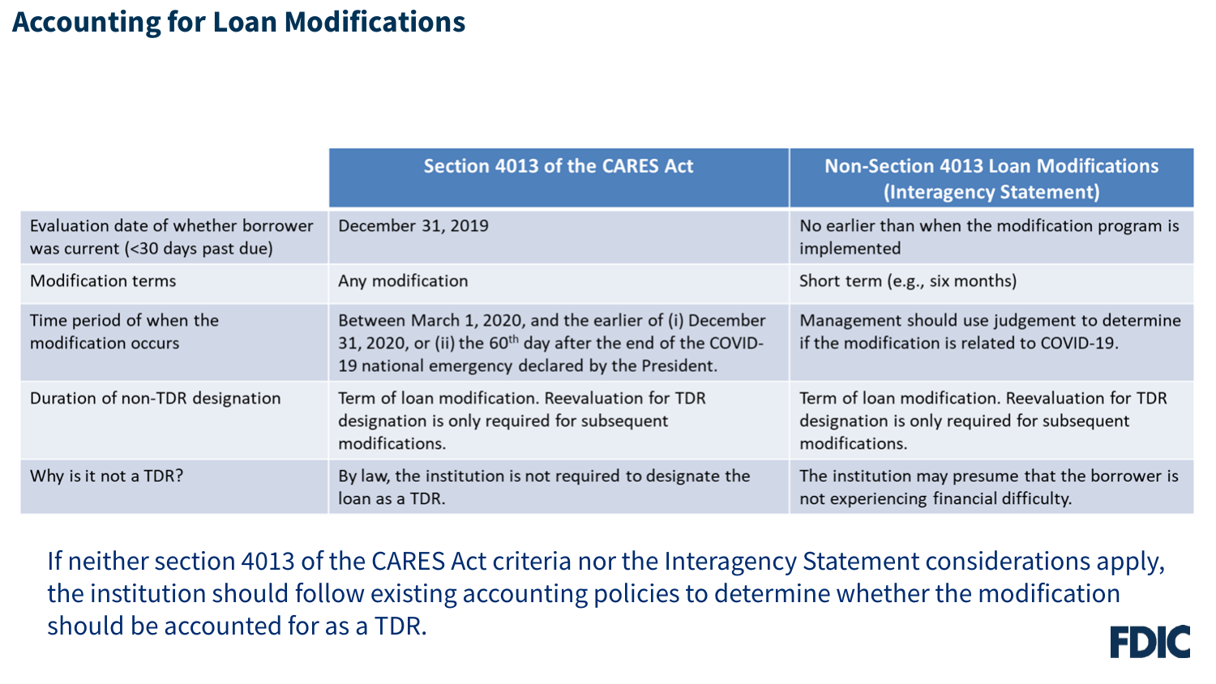# Accounting for Loan Modifications

| | Section 4013 of the CARES Act | Non-Section 4013 Loan Modifications (Interagency Statement) |
|---|---|---|
| Evaluation date of whether borrower was current (<30 days past due) | December 31, 2019 | No earlier than when the modification program is implemented |
| Modification terms | Any modification | Short term (e.g., six months) |
| Time period of when the modification occurs | Between March 1, 2020, and the earlier of (i) December 31, 2020, or (ii) the 60th day after the end of the COVID-19 national emergency declared by the President. | Management should use judgement to determine if the modification is related to COVID-19. |
| Duration of non-TDR designation | Term of loan modification. Reevaluation for TDR designation is only required for subsequent modifications. | Term of loan modification. Reevaluation for TDR designation is only required for subsequent modifications. |
| Why is it not a TDR? | By law, the institution is not required to designate the loan as a TDR. | The institution may presume that the borrower is not experiencing financial difficulty. |

If neither section 4013 of the CARES Act criteria nor the Interagency Statement considerations apply, the institution should follow existing accounting policies to determine whether the modification should be accounted for as a TDR.

FDIC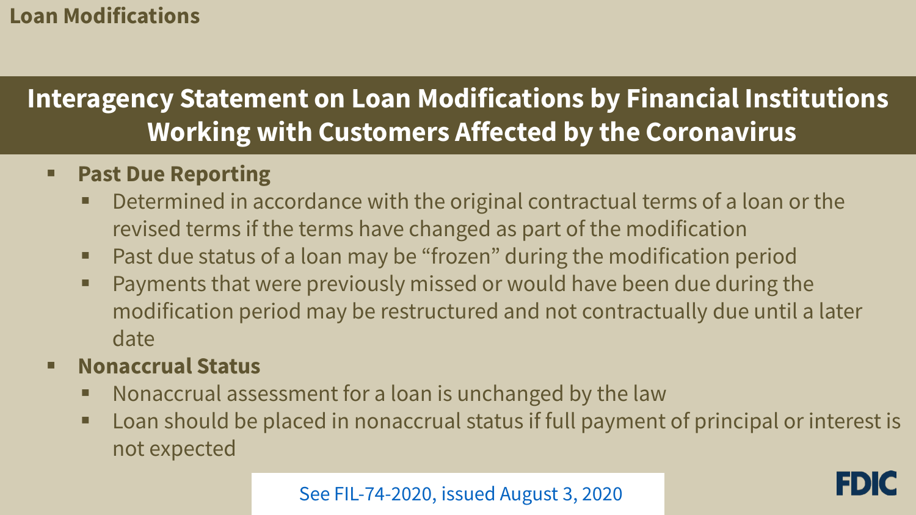# Loan Modifications

## Interagency Statement on Loan Modifications by Financial Institutions Working with Customers Affected by the Coronavirus

- **Past Due Reporting**
  - Determined in accordance with the original contractual terms of a loan or the revised terms if the terms have changed as part of the modification
  - Past due status of a loan may be "frozen" during the modification period
  - Payments that were previously missed or would have been due during the modification period may be restructured and not contractually due until a later date
- **Nonaccrual Status**
  - Nonaccrual assessment for a loan is unchanged by the law
  - Loan should be placed in nonaccrual status if full payment of principal or interest is not expected

See FIL-74-2020, issued August 3, 2020

FDIC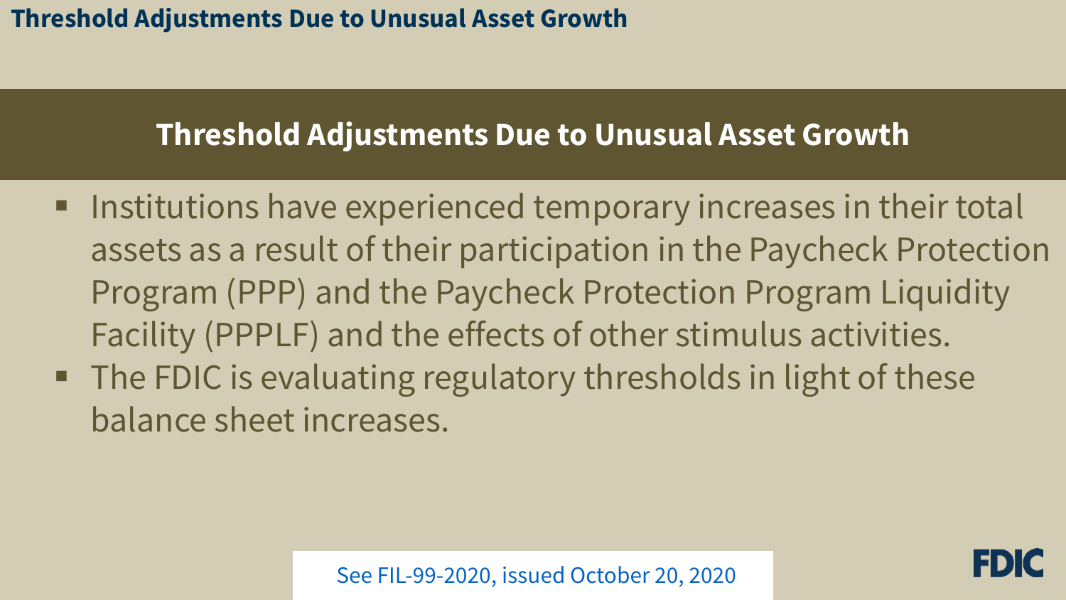# Threshold Adjustments Due to Unusual Asset Growth

- Institutions have experienced temporary increases in their total assets as a result of their participation in the Paycheck Protection Program (PPP) and the Paycheck Protection Program Liquidity Facility (PPPLF) and the effects of other stimulus activities.
- The FDIC is evaluating regulatory thresholds in light of these balance sheet increases.

See FIL-99-2020, issued October 20, 2020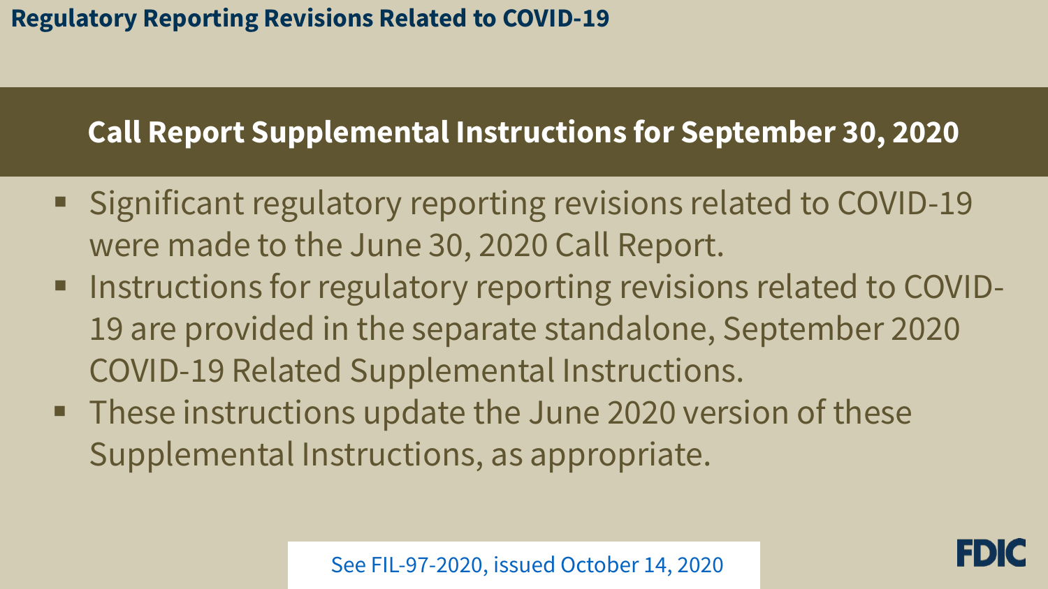Regulatory Reporting Revisions Related to COVID-19

## Call Report Supplemental Instructions for September 30, 2020

- Significant regulatory reporting revisions related to COVID-19 were made to the June 30, 2020 Call Report.
- Instructions for regulatory reporting revisions related to COVID-19 are provided in the separate standalone, September 2020 COVID-19 Related Supplemental Instructions.
- These instructions update the June 2020 version of these Supplemental Instructions, as appropriate.

See FIL-97-2020, issued October 14, 2020

FDIC